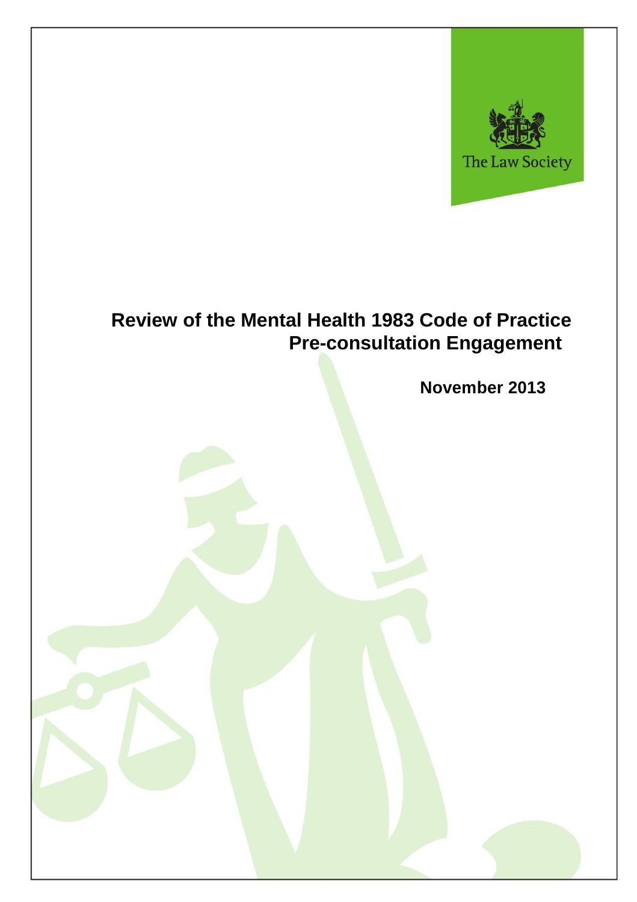The Law Society

# Review of the Mental Health 1983 Code of Practice Pre-consultation Engagement

**November 2013**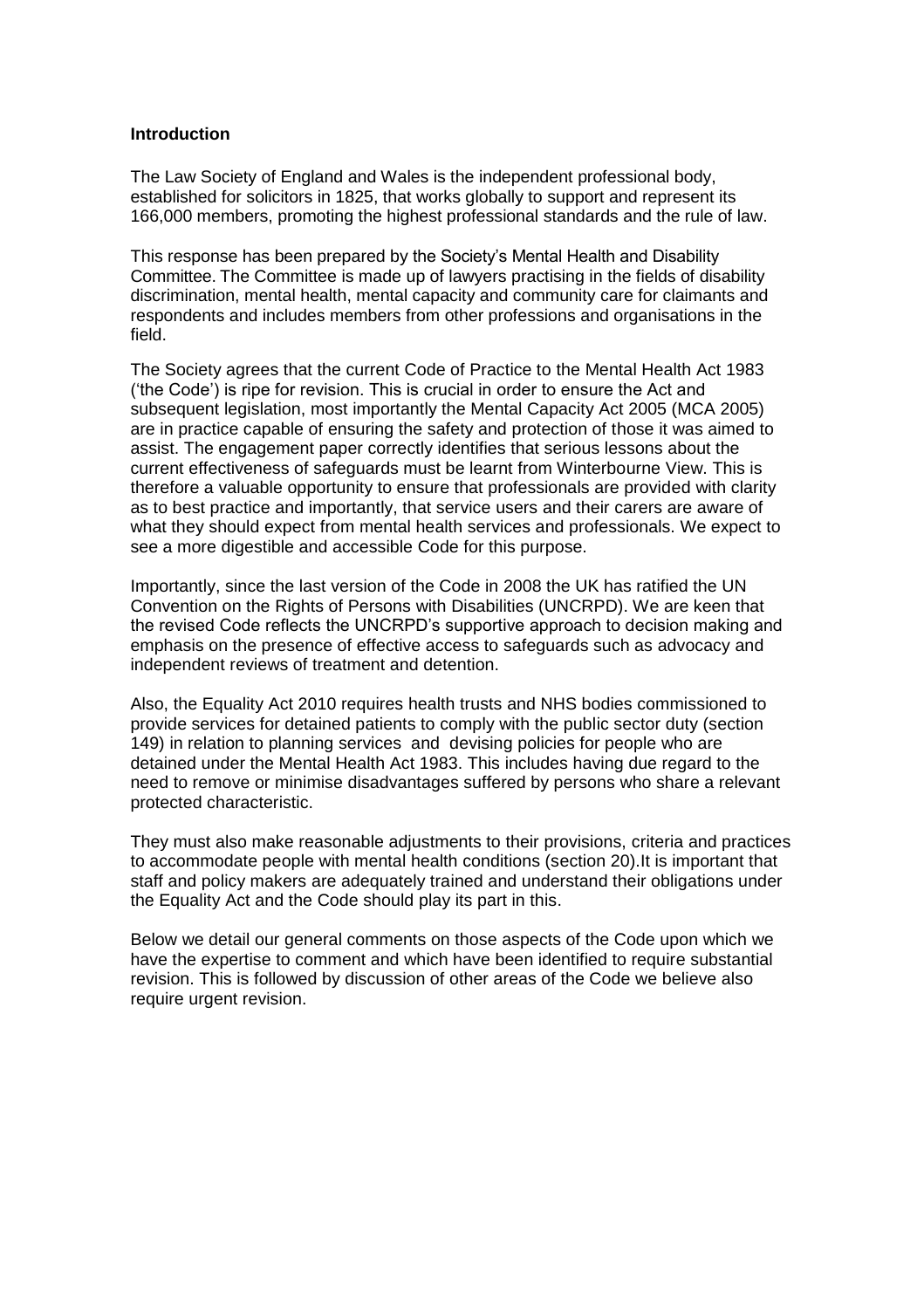**Introduction**

The Law Society of England and Wales is the independent professional body, established for solicitors in 1825, that works globally to support and represent its 166,000 members, promoting the highest professional standards and the rule of law.

This response has been prepared by the Society's Mental Health and Disability Committee. The Committee is made up of lawyers practising in the fields of disability discrimination, mental health, mental capacity and community care for claimants and respondents and includes members from other professions and organisations in the field.

The Society agrees that the current Code of Practice to the Mental Health Act 1983 ('the Code') is ripe for revision. This is crucial in order to ensure the Act and subsequent legislation, most importantly the Mental Capacity Act 2005 (MCA 2005) are in practice capable of ensuring the safety and protection of those it was aimed to assist. The engagement paper correctly identifies that serious lessons about the current effectiveness of safeguards must be learnt from Winterbourne View. This is therefore a valuable opportunity to ensure that professionals are provided with clarity as to best practice and importantly, that service users and their carers are aware of what they should expect from mental health services and professionals. We expect to see a more digestible and accessible Code for this purpose.

Importantly, since the last version of the Code in 2008 the UK has ratified the UN Convention on the Rights of Persons with Disabilities (UNCRPD). We are keen that the revised Code reflects the UNCRPD's supportive approach to decision making and emphasis on the presence of effective access to safeguards such as advocacy and independent reviews of treatment and detention.

Also, the Equality Act 2010 requires health trusts and NHS bodies commissioned to provide services for detained patients to comply with the public sector duty (section 149) in relation to planning services and devising policies for people who are detained under the Mental Health Act 1983. This includes having due regard to the need to remove or minimise disadvantages suffered by persons who share a relevant protected characteristic.

They must also make reasonable adjustments to their provisions, criteria and practices to accommodate people with mental health conditions (section 20).It is important that staff and policy makers are adequately trained and understand their obligations under the Equality Act and the Code should play its part in this.

Below we detail our general comments on those aspects of the Code upon which we have the expertise to comment and which have been identified to require substantial revision. This is followed by discussion of other areas of the Code we believe also require urgent revision.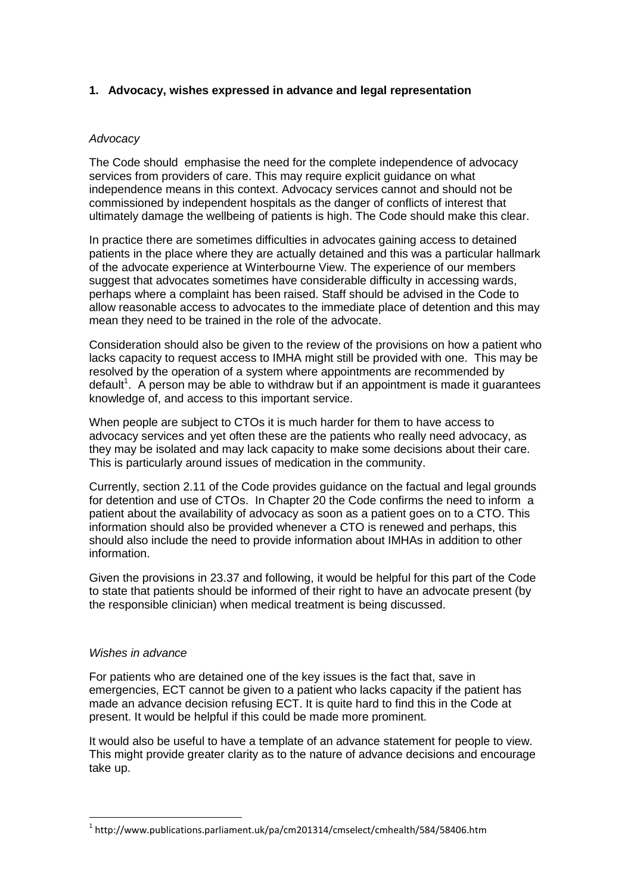## 1. Advocacy, wishes expressed in advance and legal representation

*Advocacy*

The Code should emphasise the need for the complete independence of advocacy services from providers of care. This may require explicit guidance on what independence means in this context. Advocacy services cannot and should not be commissioned by independent hospitals as the danger of conflicts of interest that ultimately damage the wellbeing of patients is high. The Code should make this clear.

In practice there are sometimes difficulties in advocates gaining access to detained patients in the place where they are actually detained and this was a particular hallmark of the advocate experience at Winterbourne View. The experience of our members suggest that advocates sometimes have considerable difficulty in accessing wards, perhaps where a complaint has been raised. Staff should be advised in the Code to allow reasonable access to advocates to the immediate place of detention and this may mean they need to be trained in the role of the advocate.

Consideration should also be given to the review of the provisions on how a patient who lacks capacity to request access to IMHA might still be provided with one. This may be resolved by the operation of a system where appointments are recommended by default[1]. A person may be able to withdraw but if an appointment is made it guarantees knowledge of, and access to this important service.

When people are subject to CTOs it is much harder for them to have access to advocacy services and yet often these are the patients who really need advocacy, as they may be isolated and may lack capacity to make some decisions about their care. This is particularly around issues of medication in the community.

Currently, section 2.11 of the Code provides guidance on the factual and legal grounds for detention and use of CTOs. In Chapter 20 the Code confirms the need to inform a patient about the availability of advocacy as soon as a patient goes on to a CTO. This information should also be provided whenever a CTO is renewed and perhaps, this should also include the need to provide information about IMHAs in addition to other information.

Given the provisions in 23.37 and following, it would be helpful for this part of the Code to state that patients should be informed of their right to have an advocate present (by the responsible clinician) when medical treatment is being discussed.

*Wishes in advance*

For patients who are detained one of the key issues is the fact that, save in emergencies, ECT cannot be given to a patient who lacks capacity if the patient has made an advance decision refusing ECT. It is quite hard to find this in the Code at present. It would be helpful if this could be made more prominent.

It would also be useful to have a template of an advance statement for people to view. This might provide greater clarity as to the nature of advance decisions and encourage take up.

[1] http://www.publications.parliament.uk/pa/cm201314/cmselect/cmhealth/584/58406.htm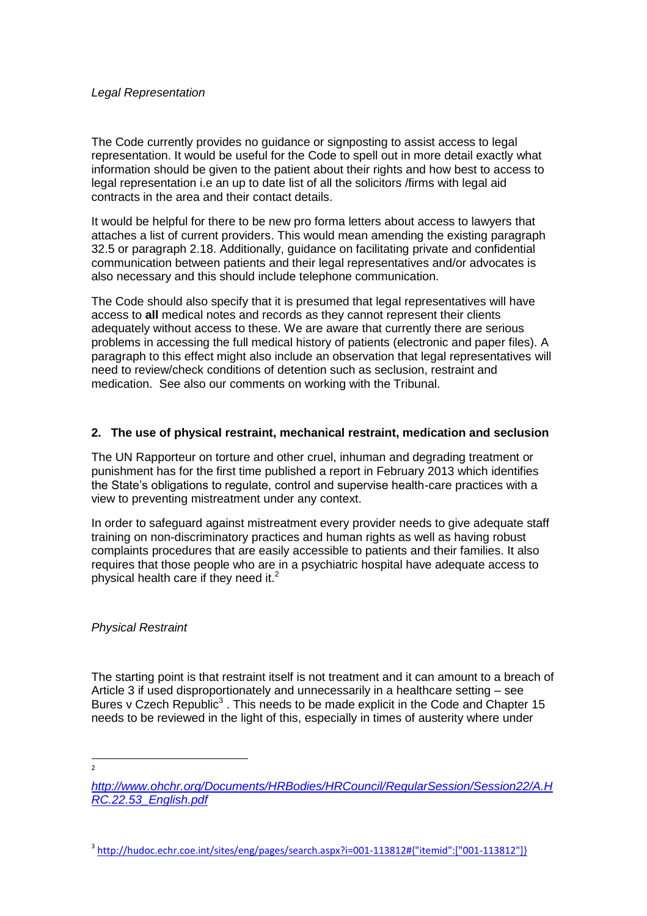*Legal Representation*

The Code currently provides no guidance or signposting to assist access to legal representation. It would be useful for the Code to spell out in more detail exactly what information should be given to the patient about their rights and how best to access to legal representation i.e an up to date list of all the solicitors /firms with legal aid contracts in the area and their contact details.

It would be helpful for there to be new pro forma letters about access to lawyers that attaches a list of current providers. This would mean amending the existing paragraph 32.5 or paragraph 2.18. Additionally, guidance on facilitating private and confidential communication between patients and their legal representatives and/or advocates is also necessary and this should include telephone communication.

The Code should also specify that it is presumed that legal representatives will have access to **all** medical notes and records as they cannot represent their clients adequately without access to these. We are aware that currently there are serious problems in accessing the full medical history of patients (electronic and paper files). A paragraph to this effect might also include an observation that legal representatives will need to review/check conditions of detention such as seclusion, restraint and medication. See also our comments on working with the Tribunal.

## 2. The use of physical restraint, mechanical restraint, medication and seclusion

The UN Rapporteur on torture and other cruel, inhuman and degrading treatment or punishment has for the first time published a report in February 2013 which identifies the State's obligations to regulate, control and supervise health-care practices with a view to preventing mistreatment under any context.

In order to safeguard against mistreatment every provider needs to give adequate staff training on non-discriminatory practices and human rights as well as having robust complaints procedures that are easily accessible to patients and their families. It also requires that those people who are in a psychiatric hospital have adequate access to physical health care if they need it.[2]

*Physical Restraint*

The starting point is that restraint itself is not treatment and it can amount to a breach of Article 3 if used disproportionately and unnecessarily in a healthcare setting – see Bures v Czech Republic[3] . This needs to be made explicit in the Code and Chapter 15 needs to be reviewed in the light of this, especially in times of austerity where under

---

[2] *http://www.ohchr.org/Documents/HRBodies/HRCouncil/RegularSession/Session22/A.HRC.22.53_English.pdf*

[3] http://hudoc.echr.coe.int/sites/eng/pages/search.aspx?i=001-113812#{"itemid":["001-113812"]}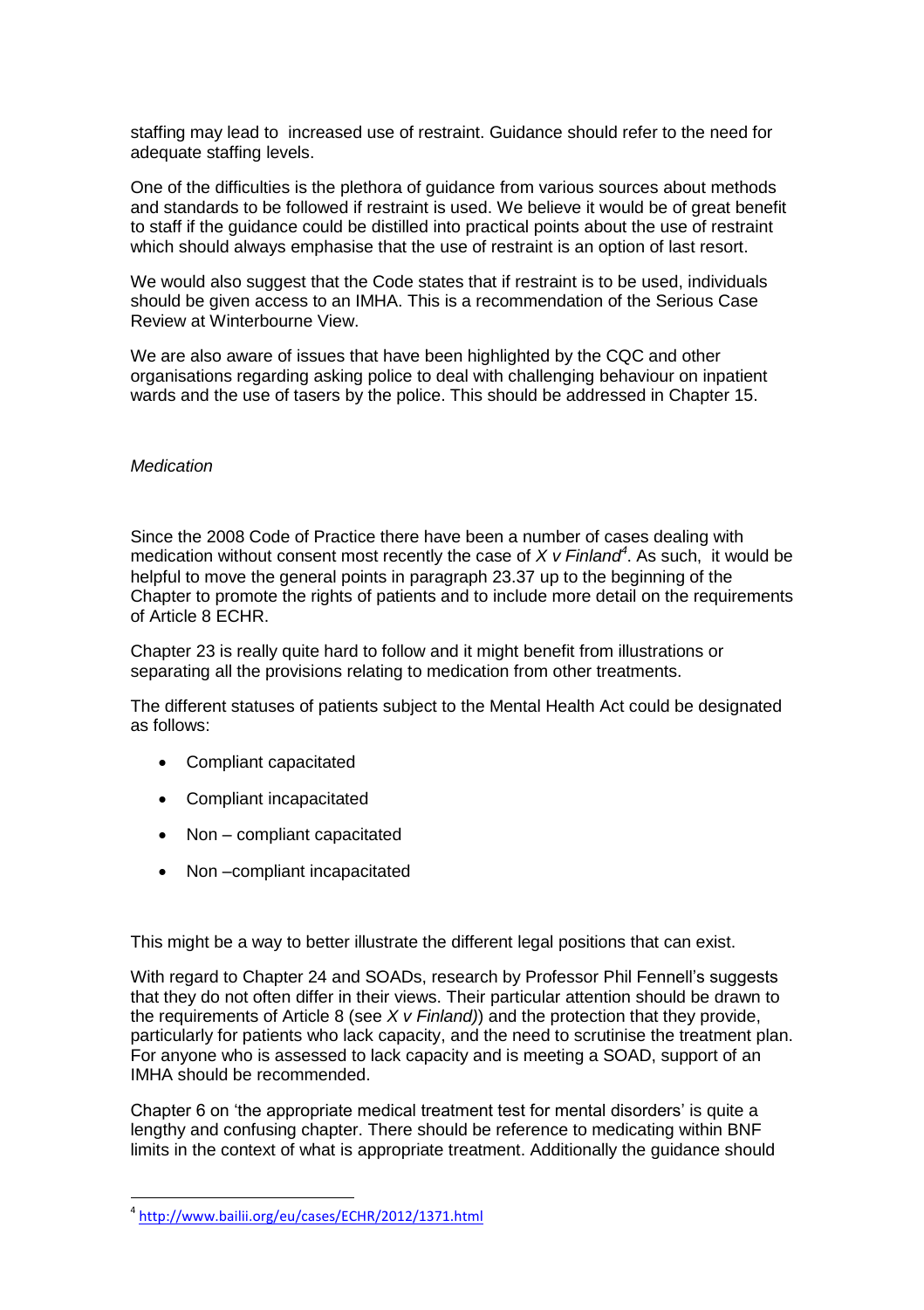staffing may lead to increased use of restraint. Guidance should refer to the need for adequate staffing levels.

One of the difficulties is the plethora of guidance from various sources about methods and standards to be followed if restraint is used. We believe it would be of great benefit to staff if the guidance could be distilled into practical points about the use of restraint which should always emphasise that the use of restraint is an option of last resort.

We would also suggest that the Code states that if restraint is to be used, individuals should be given access to an IMHA. This is a recommendation of the Serious Case Review at Winterbourne View.

We are also aware of issues that have been highlighted by the CQC and other organisations regarding asking police to deal with challenging behaviour on inpatient wards and the use of tasers by the police. This should be addressed in Chapter 15.

*Medication*

Since the 2008 Code of Practice there have been a number of cases dealing with medication without consent most recently the case of *X v Finland*[4]. As such, it would be helpful to move the general points in paragraph 23.37 up to the beginning of the Chapter to promote the rights of patients and to include more detail on the requirements of Article 8 ECHR.

Chapter 23 is really quite hard to follow and it might benefit from illustrations or separating all the provisions relating to medication from other treatments.

The different statuses of patients subject to the Mental Health Act could be designated as follows:

- Compliant capacitated
- Compliant incapacitated
- Non – compliant capacitated
- Non –compliant incapacitated

This might be a way to better illustrate the different legal positions that can exist.

With regard to Chapter 24 and SOADs, research by Professor Phil Fennell's suggests that they do not often differ in their views. Their particular attention should be drawn to the requirements of Article 8 (see *X v Finland)*) and the protection that they provide, particularly for patients who lack capacity, and the need to scrutinise the treatment plan. For anyone who is assessed to lack capacity and is meeting a SOAD, support of an IMHA should be recommended.

Chapter 6 on 'the appropriate medical treatment test for mental disorders' is quite a lengthy and confusing chapter. There should be reference to medicating within BNF limits in the context of what is appropriate treatment. Additionally the guidance should

[4] http://www.bailii.org/eu/cases/ECHR/2012/1371.html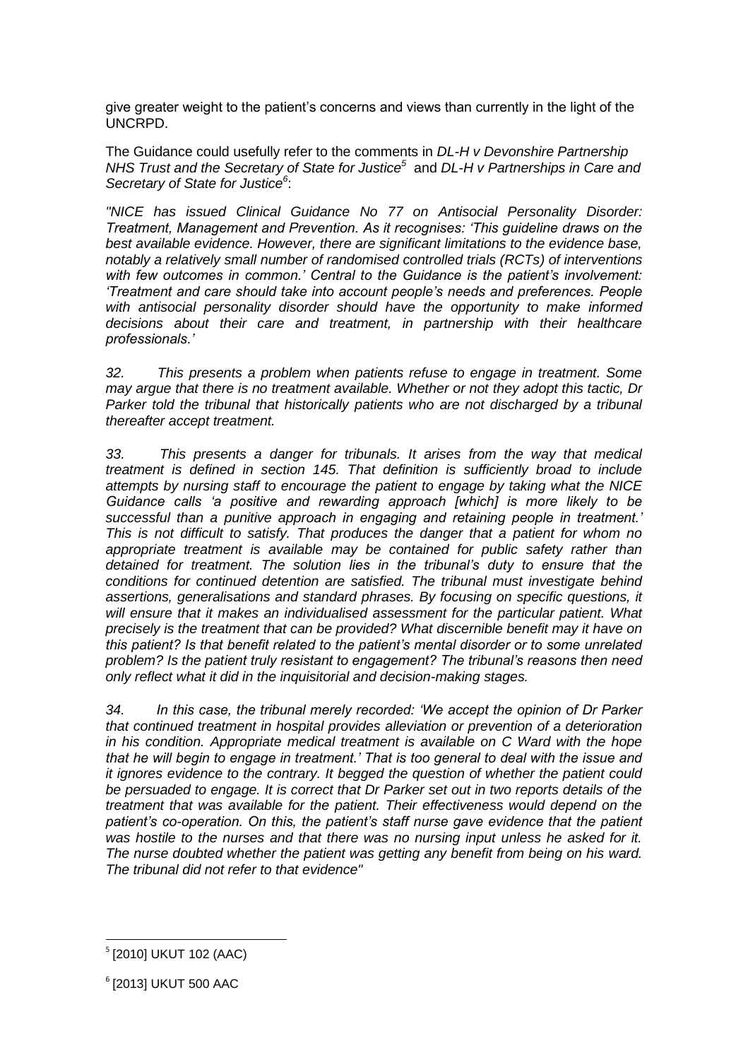give greater weight to the patient's concerns and views than currently in the light of the UNCRPD.

The Guidance could usefully refer to the comments in *DL-H v Devonshire Partnership NHS Trust and the Secretary of State for Justice*[5] and *DL-H v Partnerships in Care and Secretary of State for Justice*[6]:

*"NICE has issued Clinical Guidance No 77 on Antisocial Personality Disorder: Treatment, Management and Prevention. As it recognises: 'This guideline draws on the best available evidence. However, there are significant limitations to the evidence base, notably a relatively small number of randomised controlled trials (RCTs) of interventions with few outcomes in common.' Central to the Guidance is the patient's involvement: 'Treatment and care should take into account people's needs and preferences. People with antisocial personality disorder should have the opportunity to make informed decisions about their care and treatment, in partnership with their healthcare professionals.'*

*32. This presents a problem when patients refuse to engage in treatment. Some may argue that there is no treatment available. Whether or not they adopt this tactic, Dr Parker told the tribunal that historically patients who are not discharged by a tribunal thereafter accept treatment.*

*33. This presents a danger for tribunals. It arises from the way that medical treatment is defined in section 145. That definition is sufficiently broad to include attempts by nursing staff to encourage the patient to engage by taking what the NICE Guidance calls 'a positive and rewarding approach [which] is more likely to be successful than a punitive approach in engaging and retaining people in treatment.' This is not difficult to satisfy. That produces the danger that a patient for whom no appropriate treatment is available may be contained for public safety rather than detained for treatment. The solution lies in the tribunal's duty to ensure that the conditions for continued detention are satisfied. The tribunal must investigate behind assertions, generalisations and standard phrases. By focusing on specific questions, it will ensure that it makes an individualised assessment for the particular patient. What precisely is the treatment that can be provided? What discernible benefit may it have on this patient? Is that benefit related to the patient's mental disorder or to some unrelated problem? Is the patient truly resistant to engagement? The tribunal's reasons then need only reflect what it did in the inquisitorial and decision-making stages.*

*34. In this case, the tribunal merely recorded: 'We accept the opinion of Dr Parker that continued treatment in hospital provides alleviation or prevention of a deterioration in his condition. Appropriate medical treatment is available on C Ward with the hope that he will begin to engage in treatment.' That is too general to deal with the issue and it ignores evidence to the contrary. It begged the question of whether the patient could be persuaded to engage. It is correct that Dr Parker set out in two reports details of the treatment that was available for the patient. Their effectiveness would depend on the patient's co-operation. On this, the patient's staff nurse gave evidence that the patient was hostile to the nurses and that there was no nursing input unless he asked for it. The nurse doubted whether the patient was getting any benefit from being on his ward. The tribunal did not refer to that evidence"*

---

[5] [2010] UKUT 102 (AAC)

[6] [2013] UKUT 500 AAC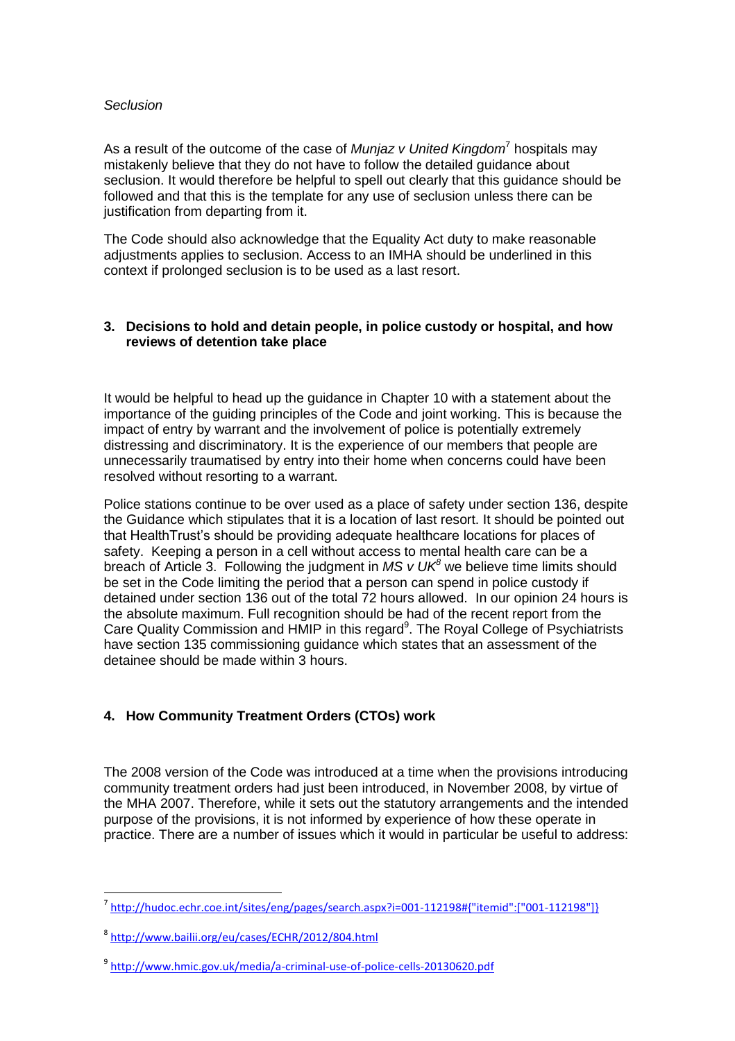*Seclusion*

As a result of the outcome of the case of *Munjaz v United Kingdom*[7] hospitals may mistakenly believe that they do not have to follow the detailed guidance about seclusion. It would therefore be helpful to spell out clearly that this guidance should be followed and that this is the template for any use of seclusion unless there can be justification from departing from it.

The Code should also acknowledge that the Equality Act duty to make reasonable adjustments applies to seclusion. Access to an IMHA should be underlined in this context if prolonged seclusion is to be used as a last resort.

### 3. Decisions to hold and detain people, in police custody or hospital, and how reviews of detention take place

It would be helpful to head up the guidance in Chapter 10 with a statement about the importance of the guiding principles of the Code and joint working. This is because the impact of entry by warrant and the involvement of police is potentially extremely distressing and discriminatory. It is the experience of our members that people are unnecessarily traumatised by entry into their home when concerns could have been resolved without resorting to a warrant.

Police stations continue to be over used as a place of safety under section 136, despite the Guidance which stipulates that it is a location of last resort. It should be pointed out that HealthTrust's should be providing adequate healthcare locations for places of safety. Keeping a person in a cell without access to mental health care can be a breach of Article 3. Following the judgment in *MS v UK*[8] we believe time limits should be set in the Code limiting the period that a person can spend in police custody if detained under section 136 out of the total 72 hours allowed. In our opinion 24 hours is the absolute maximum. Full recognition should be had of the recent report from the Care Quality Commission and HMIP in this regard[9]. The Royal College of Psychiatrists have section 135 commissioning guidance which states that an assessment of the detainee should be made within 3 hours.

### 4. How Community Treatment Orders (CTOs) work

The 2008 version of the Code was introduced at a time when the provisions introducing community treatment orders had just been introduced, in November 2008, by virtue of the MHA 2007. Therefore, while it sets out the statutory arrangements and the intended purpose of the provisions, it is not informed by experience of how these operate in practice. There are a number of issues which it would in particular be useful to address:

---

[7] http://hudoc.echr.coe.int/sites/eng/pages/search.aspx?i=001-112198#{"itemid":["001-112198"]}

[8] http://www.bailii.org/eu/cases/ECHR/2012/804.html

[9] http://www.hmic.gov.uk/media/a-criminal-use-of-police-cells-20130620.pdf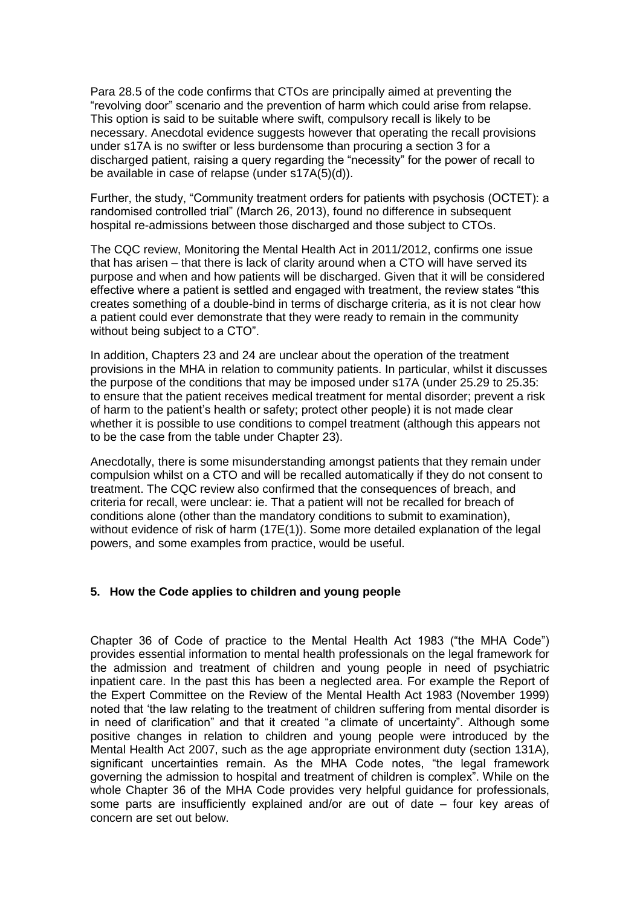Para 28.5 of the code confirms that CTOs are principally aimed at preventing the "revolving door" scenario and the prevention of harm which could arise from relapse. This option is said to be suitable where swift, compulsory recall is likely to be necessary. Anecdotal evidence suggests however that operating the recall provisions under s17A is no swifter or less burdensome than procuring a section 3 for a discharged patient, raising a query regarding the "necessity" for the power of recall to be available in case of relapse (under s17A(5)(d)).

Further, the study, "Community treatment orders for patients with psychosis (OCTET): a randomised controlled trial" (March 26, 2013), found no difference in subsequent hospital re-admissions between those discharged and those subject to CTOs.

The CQC review, Monitoring the Mental Health Act in 2011/2012, confirms one issue that has arisen – that there is lack of clarity around when a CTO will have served its purpose and when and how patients will be discharged. Given that it will be considered effective where a patient is settled and engaged with treatment, the review states "this creates something of a double-bind in terms of discharge criteria, as it is not clear how a patient could ever demonstrate that they were ready to remain in the community without being subject to a CTO".

In addition, Chapters 23 and 24 are unclear about the operation of the treatment provisions in the MHA in relation to community patients. In particular, whilst it discusses the purpose of the conditions that may be imposed under s17A (under 25.29 to 25.35: to ensure that the patient receives medical treatment for mental disorder; prevent a risk of harm to the patient's health or safety; protect other people) it is not made clear whether it is possible to use conditions to compel treatment (although this appears not to be the case from the table under Chapter 23).

Anecdotally, there is some misunderstanding amongst patients that they remain under compulsion whilst on a CTO and will be recalled automatically if they do not consent to treatment. The CQC review also confirmed that the consequences of breach, and criteria for recall, were unclear: ie. That a patient will not be recalled for breach of conditions alone (other than the mandatory conditions to submit to examination), without evidence of risk of harm (17E(1)). Some more detailed explanation of the legal powers, and some examples from practice, would be useful.

## 5. How the Code applies to children and young people

Chapter 36 of Code of practice to the Mental Health Act 1983 ("the MHA Code") provides essential information to mental health professionals on the legal framework for the admission and treatment of children and young people in need of psychiatric inpatient care. In the past this has been a neglected area. For example the Report of the Expert Committee on the Review of the Mental Health Act 1983 (November 1999) noted that 'the law relating to the treatment of children suffering from mental disorder is in need of clarification" and that it created "a climate of uncertainty". Although some positive changes in relation to children and young people were introduced by the Mental Health Act 2007, such as the age appropriate environment duty (section 131A), significant uncertainties remain. As the MHA Code notes, "the legal framework governing the admission to hospital and treatment of children is complex". While on the whole Chapter 36 of the MHA Code provides very helpful guidance for professionals, some parts are insufficiently explained and/or are out of date – four key areas of concern are set out below.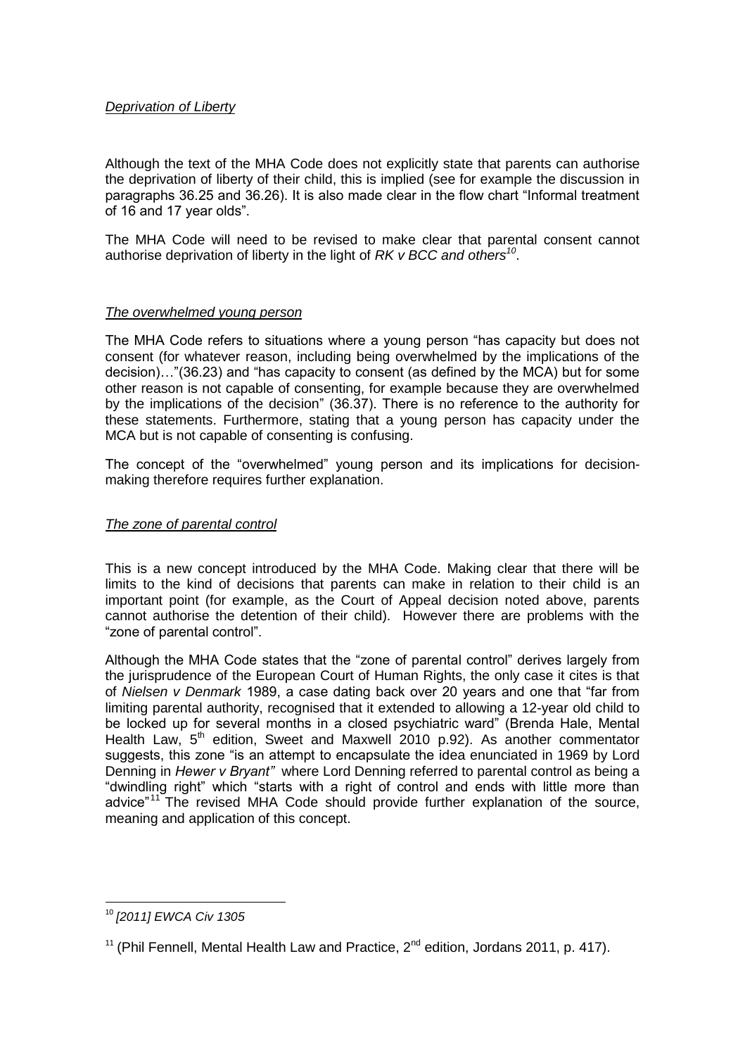*Deprivation of Liberty*

Although the text of the MHA Code does not explicitly state that parents can authorise the deprivation of liberty of their child, this is implied (see for example the discussion in paragraphs 36.25 and 36.26). It is also made clear in the flow chart "Informal treatment of 16 and 17 year olds".

The MHA Code will need to be revised to make clear that parental consent cannot authorise deprivation of liberty in the light of *RK v BCC and others*[10].

*The overwhelmed young person*

The MHA Code refers to situations where a young person "has capacity but does not consent (for whatever reason, including being overwhelmed by the implications of the decision)…"(36.23) and "has capacity to consent (as defined by the MCA) but for some other reason is not capable of consenting, for example because they are overwhelmed by the implications of the decision" (36.37). There is no reference to the authority for these statements. Furthermore, stating that a young person has capacity under the MCA but is not capable of consenting is confusing.

The concept of the "overwhelmed" young person and its implications for decision-making therefore requires further explanation.

*The zone of parental control*

This is a new concept introduced by the MHA Code. Making clear that there will be limits to the kind of decisions that parents can make in relation to their child is an important point (for example, as the Court of Appeal decision noted above, parents cannot authorise the detention of their child). However there are problems with the "zone of parental control".

Although the MHA Code states that the "zone of parental control" derives largely from the jurisprudence of the European Court of Human Rights, the only case it cites is that of *Nielsen v Denmark* 1989, a case dating back over 20 years and one that "far from limiting parental authority, recognised that it extended to allowing a 12-year old child to be locked up for several months in a closed psychiatric ward" (Brenda Hale, Mental Health Law, 5th edition, Sweet and Maxwell 2010 p.92). As another commentator suggests, this zone "is an attempt to encapsulate the idea enunciated in 1969 by Lord Denning in *Hewer v Bryant"* where Lord Denning referred to parental control as being a "dwindling right" which "starts with a right of control and ends with little more than advice"[11] The revised MHA Code should provide further explanation of the source, meaning and application of this concept.

---

[10] *[2011] EWCA Civ 1305*

[11] (Phil Fennell, Mental Health Law and Practice, 2nd edition, Jordans 2011, p. 417).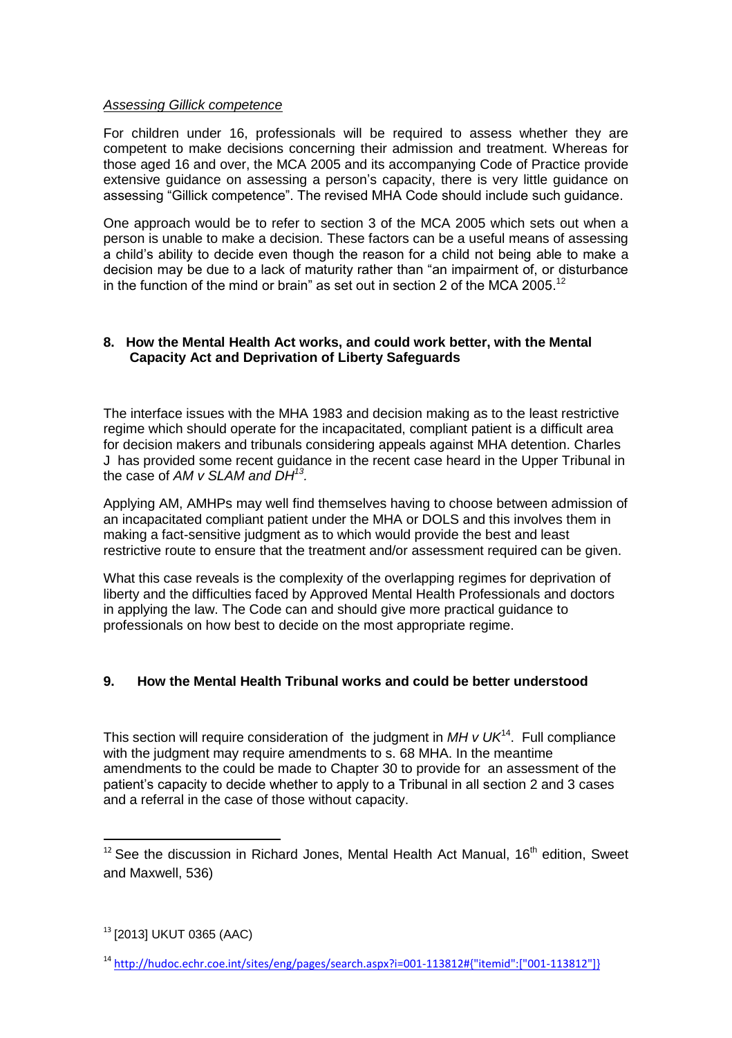*Assessing Gillick competence*

For children under 16, professionals will be required to assess whether they are competent to make decisions concerning their admission and treatment. Whereas for those aged 16 and over, the MCA 2005 and its accompanying Code of Practice provide extensive guidance on assessing a person's capacity, there is very little guidance on assessing "Gillick competence". The revised MHA Code should include such guidance.

One approach would be to refer to section 3 of the MCA 2005 which sets out when a person is unable to make a decision. These factors can be a useful means of assessing a child's ability to decide even though the reason for a child not being able to make a decision may be due to a lack of maturity rather than "an impairment of, or disturbance in the function of the mind or brain" as set out in section 2 of the MCA 2005.[12]

## 8. How the Mental Health Act works, and could work better, with the Mental Capacity Act and Deprivation of Liberty Safeguards

The interface issues with the MHA 1983 and decision making as to the least restrictive regime which should operate for the incapacitated, compliant patient is a difficult area for decision makers and tribunals considering appeals against MHA detention. Charles J has provided some recent guidance in the recent case heard in the Upper Tribunal in the case of *AM v SLAM and DH*[13].

Applying AM, AMHPs may well find themselves having to choose between admission of an incapacitated compliant patient under the MHA or DOLS and this involves them in making a fact-sensitive judgment as to which would provide the best and least restrictive route to ensure that the treatment and/or assessment required can be given.

What this case reveals is the complexity of the overlapping regimes for deprivation of liberty and the difficulties faced by Approved Mental Health Professionals and doctors in applying the law. The Code can and should give more practical guidance to professionals on how best to decide on the most appropriate regime.

## 9. How the Mental Health Tribunal works and could be better understood

This section will require consideration of the judgment in *MH v UK*[14]. Full compliance with the judgment may require amendments to s. 68 MHA. In the meantime amendments to the could be made to Chapter 30 to provide for an assessment of the patient's capacity to decide whether to apply to a Tribunal in all section 2 and 3 cases and a referral in the case of those without capacity.

---

[12] See the discussion in Richard Jones, Mental Health Act Manual, 16th edition, Sweet and Maxwell, 536)

[13] [2013] UKUT 0365 (AAC)

[14] http://hudoc.echr.coe.int/sites/eng/pages/search.aspx?i=001-113812#{"itemid":["001-113812"]}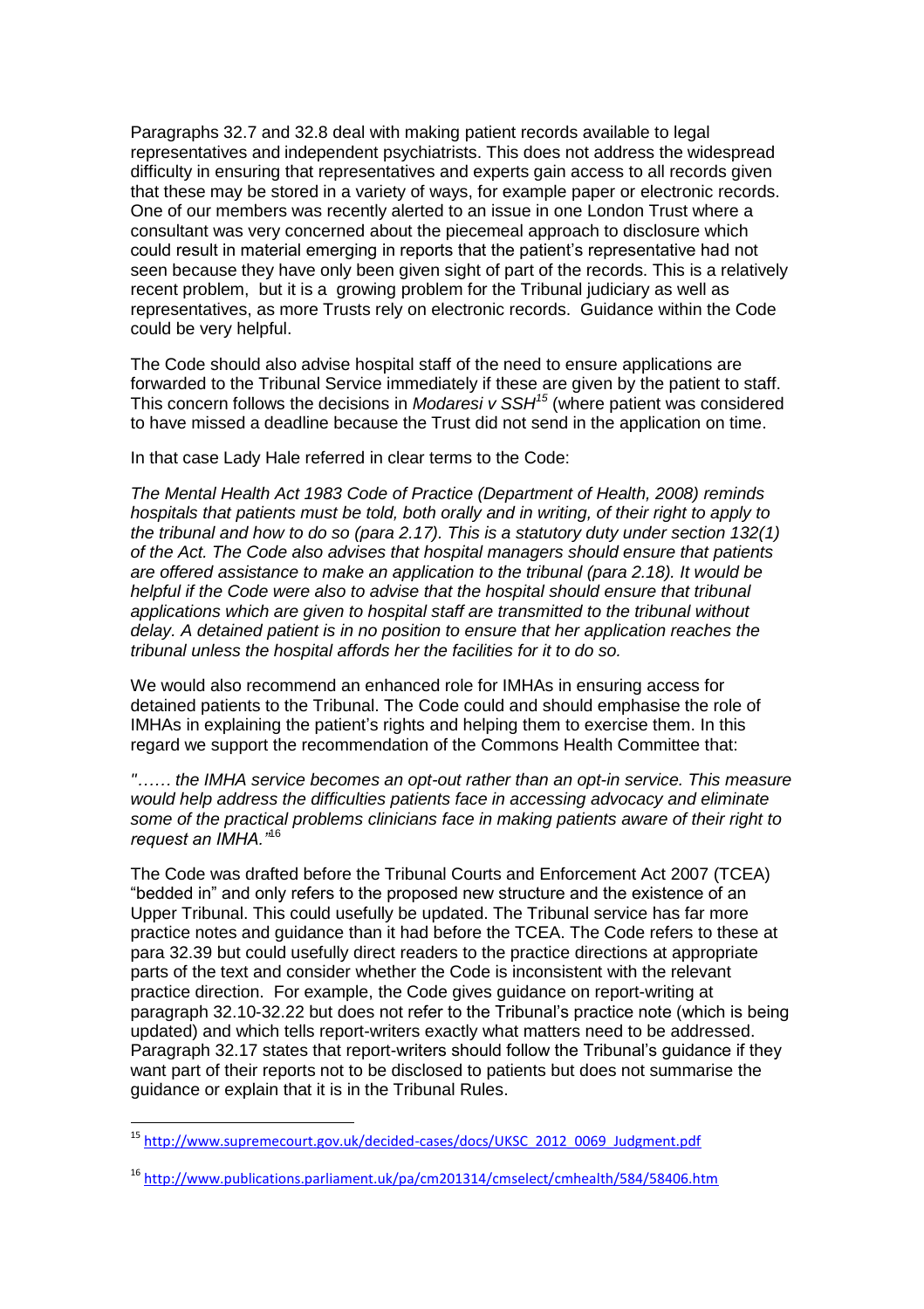Paragraphs 32.7 and 32.8 deal with making patient records available to legal representatives and independent psychiatrists. This does not address the widespread difficulty in ensuring that representatives and experts gain access to all records given that these may be stored in a variety of ways, for example paper or electronic records. One of our members was recently alerted to an issue in one London Trust where a consultant was very concerned about the piecemeal approach to disclosure which could result in material emerging in reports that the patient's representative had not seen because they have only been given sight of part of the records. This is a relatively recent problem, but it is a growing problem for the Tribunal judiciary as well as representatives, as more Trusts rely on electronic records. Guidance within the Code could be very helpful.

The Code should also advise hospital staff of the need to ensure applications are forwarded to the Tribunal Service immediately if these are given by the patient to staff. This concern follows the decisions in *Modaresi v SSH*[15] (where patient was considered to have missed a deadline because the Trust did not send in the application on time.

In that case Lady Hale referred in clear terms to the Code:

*The Mental Health Act 1983 Code of Practice (Department of Health, 2008) reminds hospitals that patients must be told, both orally and in writing, of their right to apply to the tribunal and how to do so (para 2.17). This is a statutory duty under section 132(1) of the Act. The Code also advises that hospital managers should ensure that patients are offered assistance to make an application to the tribunal (para 2.18). It would be helpful if the Code were also to advise that the hospital should ensure that tribunal applications which are given to hospital staff are transmitted to the tribunal without delay. A detained patient is in no position to ensure that her application reaches the tribunal unless the hospital affords her the facilities for it to do so.*

We would also recommend an enhanced role for IMHAs in ensuring access for detained patients to the Tribunal. The Code could and should emphasise the role of IMHAs in explaining the patient's rights and helping them to exercise them. In this regard we support the recommendation of the Commons Health Committee that:

*"…… the IMHA service becomes an opt-out rather than an opt-in service. This measure would help address the difficulties patients face in accessing advocacy and eliminate some of the practical problems clinicians face in making patients aware of their right to request an IMHA."*[16]

The Code was drafted before the Tribunal Courts and Enforcement Act 2007 (TCEA) "bedded in" and only refers to the proposed new structure and the existence of an Upper Tribunal. This could usefully be updated. The Tribunal service has far more practice notes and guidance than it had before the TCEA. The Code refers to these at para 32.39 but could usefully direct readers to the practice directions at appropriate parts of the text and consider whether the Code is inconsistent with the relevant practice direction. For example, the Code gives guidance on report-writing at paragraph 32.10-32.22 but does not refer to the Tribunal's practice note (which is being updated) and which tells report-writers exactly what matters need to be addressed. Paragraph 32.17 states that report-writers should follow the Tribunal's guidance if they want part of their reports not to be disclosed to patients but does not summarise the guidance or explain that it is in the Tribunal Rules.

---

[15] http://www.supremecourt.gov.uk/decided-cases/docs/UKSC_2012_0069_Judgment.pdf

[16] http://www.publications.parliament.uk/pa/cm201314/cmselect/cmhealth/584/58406.htm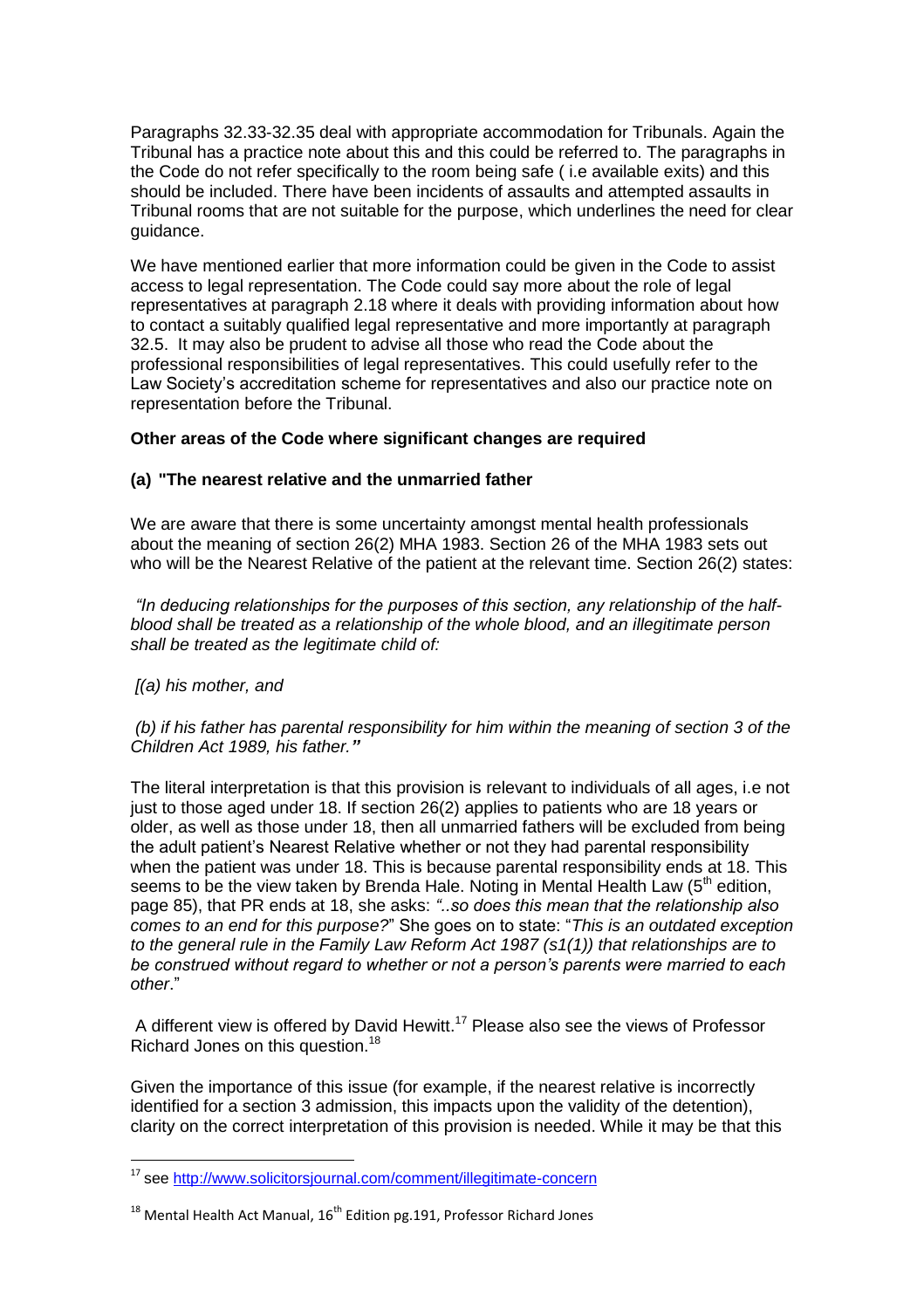Paragraphs 32.33-32.35 deal with appropriate accommodation for Tribunals. Again the Tribunal has a practice note about this and this could be referred to. The paragraphs in the Code do not refer specifically to the room being safe ( i.e available exits) and this should be included. There have been incidents of assaults and attempted assaults in Tribunal rooms that are not suitable for the purpose, which underlines the need for clear guidance.

We have mentioned earlier that more information could be given in the Code to assist access to legal representation. The Code could say more about the role of legal representatives at paragraph 2.18 where it deals with providing information about how to contact a suitably qualified legal representative and more importantly at paragraph 32.5. It may also be prudent to advise all those who read the Code about the professional responsibilities of legal representatives. This could usefully refer to the Law Society's accreditation scheme for representatives and also our practice note on representation before the Tribunal.

**Other areas of the Code where significant changes are required**

**(a) "The nearest relative and the unmarried father**

We are aware that there is some uncertainty amongst mental health professionals about the meaning of section 26(2) MHA 1983. Section 26 of the MHA 1983 sets out who will be the Nearest Relative of the patient at the relevant time. Section 26(2) states:

*"In deducing relationships for the purposes of this section, any relationship of the half-blood shall be treated as a relationship of the whole blood, and an illegitimate person shall be treated as the legitimate child of:*

*[(a) his mother, and*

*(b) if his father has parental responsibility for him within the meaning of section 3 of the Children Act 1989, his father."*

The literal interpretation is that this provision is relevant to individuals of all ages, i.e not just to those aged under 18. If section 26(2) applies to patients who are 18 years or older, as well as those under 18, then all unmarried fathers will be excluded from being the adult patient's Nearest Relative whether or not they had parental responsibility when the patient was under 18. This is because parental responsibility ends at 18. This seems to be the view taken by Brenda Hale. Noting in Mental Health Law (5th edition, page 85), that PR ends at 18, she asks: *"..so does this mean that the relationship also comes to an end for this purpose?"* She goes on to state: "*This is an outdated exception to the general rule in the Family Law Reform Act 1987 (s1(1)) that relationships are to be construed without regard to whether or not a person's parents were married to each other*."

A different view is offered by David Hewitt.[17] Please also see the views of Professor Richard Jones on this question.[18]

Given the importance of this issue (for example, if the nearest relative is incorrectly identified for a section 3 admission, this impacts upon the validity of the detention), clarity on the correct interpretation of this provision is needed. While it may be that this

---

[17] see http://www.solicitorsjournal.com/comment/illegitimate-concern

[18] Mental Health Act Manual, 16th Edition pg.191, Professor Richard Jones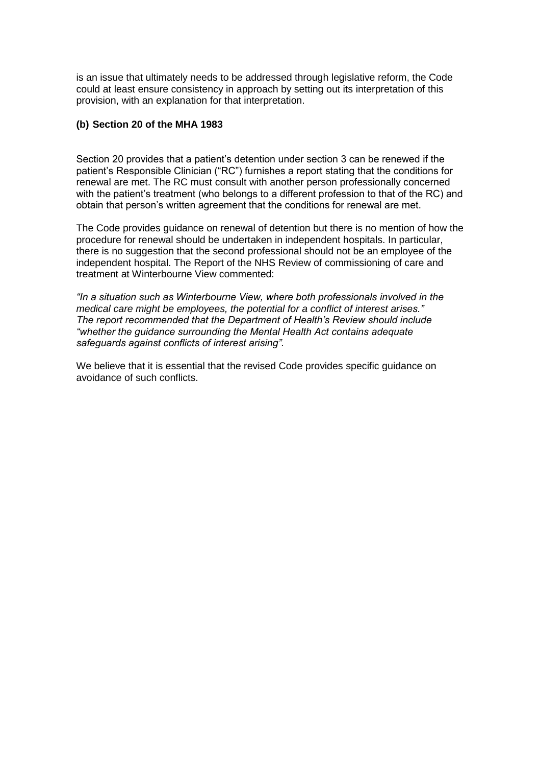is an issue that ultimately needs to be addressed through legislative reform, the Code could at least ensure consistency in approach by setting out its interpretation of this provision, with an explanation for that interpretation.

### (b) Section 20 of the MHA 1983

Section 20 provides that a patient's detention under section 3 can be renewed if the patient's Responsible Clinician ("RC") furnishes a report stating that the conditions for renewal are met. The RC must consult with another person professionally concerned with the patient's treatment (who belongs to a different profession to that of the RC) and obtain that person's written agreement that the conditions for renewal are met.

The Code provides guidance on renewal of detention but there is no mention of how the procedure for renewal should be undertaken in independent hospitals. In particular, there is no suggestion that the second professional should not be an employee of the independent hospital. The Report of the NHS Review of commissioning of care and treatment at Winterbourne View commented:

*"In a situation such as Winterbourne View, where both professionals involved in the medical care might be employees, the potential for a conflict of interest arises." The report recommended that the Department of Health's Review should include "whether the guidance surrounding the Mental Health Act contains adequate safeguards against conflicts of interest arising".*

We believe that it is essential that the revised Code provides specific guidance on avoidance of such conflicts.